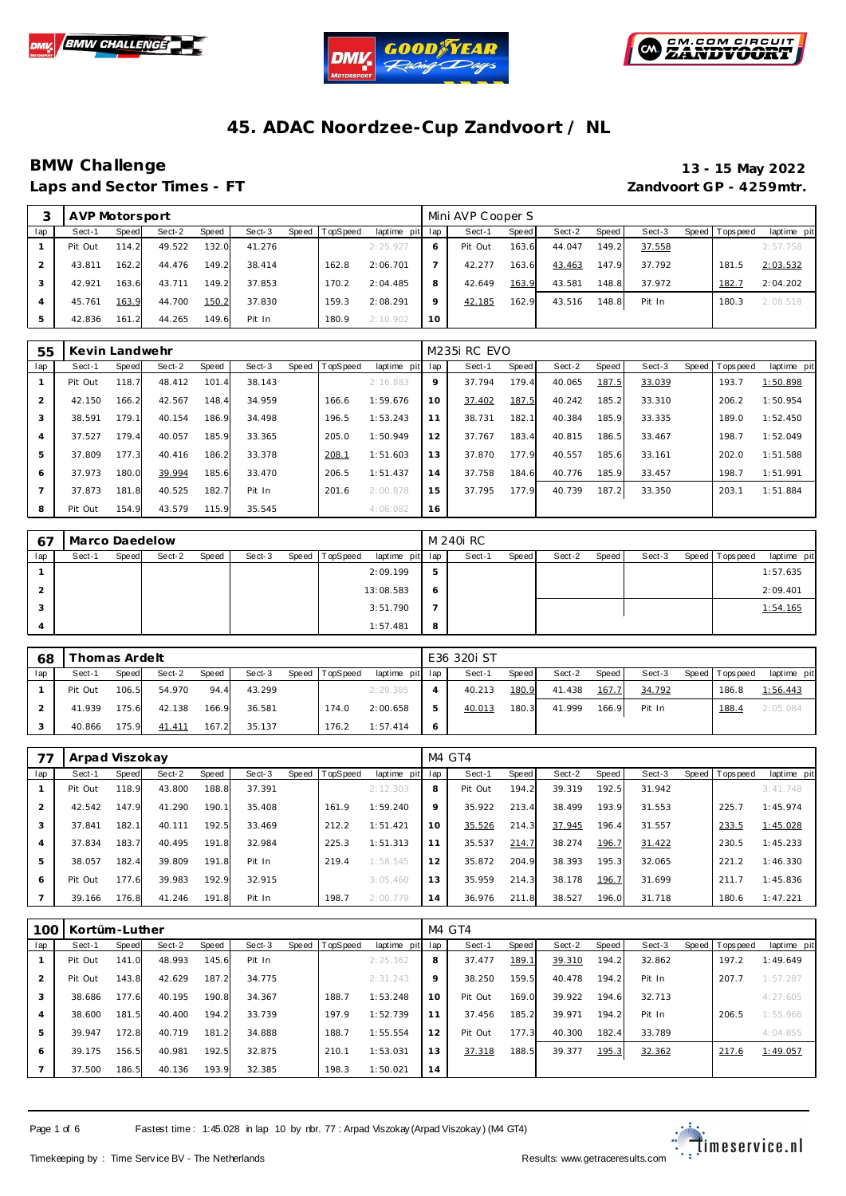# 45. ADAC Noordzee-Cup Zandvoort / NL

## BMW Challenge

**13 - 15 May 2022**

**Laps and Sector Times - FT**

**Zandvoort GP - 4259mtr.**

| 3 | AVP Motorsport | | | | | | | | Mini AVP Cooper S | | | | | | | | |
|---|---|---|---|---|---|---|---|---|---|---|---|---|---|---|---|---|---|
| lap | Sect-1 | Speed | Sect-2 | Speed | Sect-3 | Speed | TopSpeed | laptime pit | lap | Sect-1 | Speed | Sect-2 | Speed | Sect-3 | Speed | Topspeed | laptime pit |
| 1 | Pit Out | 114.2 | 49.522 | 132.0 | 41.276 | | | 2:25.927 | 6 | Pit Out | 163.6 | 44.047 | 149.2 | 37.558 | | | 2:57.758 |
| 2 | 43.811 | 162.2 | 44.476 | 149.2 | 38.414 | | 162.8 | 2:06.701 | 7 | 42.277 | 163.6 | 43.463 | 147.9 | 37.792 | | 181.5 | 2:03.532 |
| 3 | 42.921 | 163.6 | 43.711 | 149.2 | 37.853 | | 170.2 | 2:04.485 | 8 | 42.649 | 163.9 | 43.581 | 148.8 | 37.972 | | 182.7 | 2:04.202 |
| 4 | 45.761 | 163.9 | 44.700 | 150.2 | 37.830 | | 159.3 | 2:08.291 | 9 | 42.185 | 162.9 | 43.516 | 148.8 | Pit In | | 180.3 | 2:08.518 |
| 5 | 42.836 | 161.2 | 44.265 | 149.6 | Pit In | | 180.9 | 2:10.902 | 10 | | | | | | | | |

| 55 | Kevin Landwehr | | | | | | | | M235i RC EVO | | | | | | | | |
|---|---|---|---|---|---|---|---|---|---|---|---|---|---|---|---|---|---|
| lap | Sect-1 | Speed | Sect-2 | Speed | Sect-3 | Speed | TopSpeed | laptime pit | lap | Sect-1 | Speed | Sect-2 | Speed | Sect-3 | Speed | Topspeed | laptime pit |
| 1 | Pit Out | 118.7 | 48.412 | 101.4 | 38.143 | | | 2:16.883 | 9 | 37.794 | 179.4 | 40.065 | 187.5 | 33.039 | | 193.7 | 1:50.898 |
| 2 | 42.150 | 166.2 | 42.567 | 148.4 | 34.959 | | 166.6 | 1:59.676 | 10 | 37.402 | 187.5 | 40.242 | 185.2 | 33.310 | | 206.2 | 1:50.954 |
| 3 | 38.591 | 179.1 | 40.154 | 186.9 | 34.498 | | 196.5 | 1:53.243 | 11 | 38.731 | 182.1 | 40.384 | 185.9 | 33.335 | | 189.0 | 1:52.450 |
| 4 | 37.527 | 179.4 | 40.057 | 185.9 | 33.365 | | 205.0 | 1:50.949 | 12 | 37.767 | 183.4 | 40.815 | 186.5 | 33.467 | | 198.7 | 1:52.049 |
| 5 | 37.809 | 177.3 | 40.416 | 186.2 | 33.378 | | 208.1 | 1:51.603 | 13 | 37.870 | 177.9 | 40.557 | 185.6 | 33.161 | | 202.0 | 1:51.588 |
| 6 | 37.973 | 180.0 | 39.994 | 185.6 | 33.470 | | 206.5 | 1:51.437 | 14 | 37.758 | 184.6 | 40.776 | 185.9 | 33.457 | | 198.7 | 1:51.991 |
| 7 | 37.873 | 181.8 | 40.525 | 182.7 | Pit In | | 201.6 | 2:00.878 | 15 | 37.795 | 177.9 | 40.739 | 187.2 | 33.350 | | 203.1 | 1:51.884 |
| 8 | Pit Out | 154.9 | 43.579 | 115.9 | 35.545 | | | 4:06.082 | 16 | | | | | | | | |

| 67 | Marco Daedelow | | | | | | | | M 240i RC | | | | | | | | |
|---|---|---|---|---|---|---|---|---|---|---|---|---|---|---|---|---|---|
| lap | Sect-1 | Speed | Sect-2 | Speed | Sect-3 | Speed | TopSpeed | laptime pit | lap | Sect-1 | Speed | Sect-2 | Speed | Sect-3 | Speed | Topspeed | laptime pit |
| 1 | | | | | | | | 2:09.199 | 5 | | | | | | | | 1:57.635 |
| 2 | | | | | | | | 13:08.583 | 6 | | | | | | | | 2:09.401 |
| 3 | | | | | | | | 3:51.790 | 7 | | | | | | | | 1:54.165 |
| 4 | | | | | | | | 1:57.481 | 8 | | | | | | | | |

| 68 | Thomas Ardelt | | | | | | | | E36 320i ST | | | | | | | | |
|---|---|---|---|---|---|---|---|---|---|---|---|---|---|---|---|---|---|
| lap | Sect-1 | Speed | Sect-2 | Speed | Sect-3 | Speed | TopSpeed | laptime pit | lap | Sect-1 | Speed | Sect-2 | Speed | Sect-3 | Speed | Topspeed | laptime pit |
| 1 | Pit Out | 106.5 | 54.970 | 94.4 | 43.299 | | | 2:29.385 | 4 | 40.213 | 180.9 | 41.438 | 167.7 | 34.792 | | 186.8 | 1:56.443 |
| 2 | 41.939 | 175.6 | 42.138 | 166.9 | 36.581 | | 174.0 | 2:00.658 | 5 | 40.013 | 180.3 | 41.999 | 166.9 | Pit In | | 188.4 | 2:05.084 |
| 3 | 40.866 | 175.9 | 41.411 | 167.2 | 35.137 | | 176.2 | 1:57.414 | 6 | | | | | | | | |

| 77 | Arpad Viszokay | | | | | | | | M4 GT4 | | | | | | | | |
|---|---|---|---|---|---|---|---|---|---|---|---|---|---|---|---|---|---|
| lap | Sect-1 | Speed | Sect-2 | Speed | Sect-3 | Speed | TopSpeed | laptime pit | lap | Sect-1 | Speed | Sect-2 | Speed | Sect-3 | Speed | Topspeed | laptime pit |
| 1 | Pit Out | 118.9 | 43.800 | 188.8 | 37.391 | | | 2:12.303 | 8 | Pit Out | 194.2 | 39.319 | 192.5 | 31.942 | | | 3:41.748 |
| 2 | 42.542 | 147.9 | 41.290 | 190.1 | 35.408 | | 161.9 | 1:59.240 | 9 | 35.922 | 213.4 | 38.499 | 193.9 | 31.553 | | 225.7 | 1:45.974 |
| 3 | 37.841 | 182.1 | 40.111 | 192.5 | 33.469 | | 212.2 | 1:51.421 | 10 | 35.526 | 214.3 | 37.945 | 196.4 | 31.557 | | 233.5 | 1:45.028 |
| 4 | 37.834 | 183.7 | 40.495 | 191.8 | 32.984 | | 225.3 | 1:51.313 | 11 | 35.537 | 214.7 | 38.274 | 196.7 | 31.422 | | 230.5 | 1:45.233 |
| 5 | 38.057 | 182.4 | 39.809 | 191.8 | Pit In | | 219.4 | 1:58.545 | 12 | 35.872 | 204.9 | 38.393 | 195.3 | 32.065 | | 221.2 | 1:46.330 |
| 6 | Pit Out | 177.6 | 39.983 | 192.9 | 32.915 | | | 3:05.460 | 13 | 35.959 | 214.3 | 38.178 | 196.7 | 31.699 | | 211.7 | 1:45.836 |
| 7 | 39.166 | 176.8 | 41.246 | 191.8 | Pit In | | 198.7 | 2:00.779 | 14 | 36.976 | 211.8 | 38.527 | 196.0 | 31.718 | | 180.6 | 1:47.221 |

| 100 | Kortüm-Luther | | | | | | | | M4 GT4 | | | | | | | | |
|---|---|---|---|---|---|---|---|---|---|---|---|---|---|---|---|---|---|
| lap | Sect-1 | Speed | Sect-2 | Speed | Sect-3 | Speed | TopSpeed | laptime pit | lap | Sect-1 | Speed | Sect-2 | Speed | Sect-3 | Speed | Topspeed | laptime pit |
| 1 | Pit Out | 141.0 | 48.993 | 145.6 | Pit In | | | 2:25.362 | 8 | 37.477 | 189.1 | 39.310 | 194.2 | 32.862 | | 197.2 | 1:49.649 |
| 2 | Pit Out | 143.8 | 42.629 | 187.2 | 34.775 | | | 2:31.243 | 9 | 38.250 | 159.5 | 40.478 | 194.2 | Pit In | | 207.7 | 1:57.287 |
| 3 | 38.686 | 177.6 | 40.195 | 190.8 | 34.367 | | 188.7 | 1:53.248 | 10 | Pit Out | 169.0 | 39.922 | 194.6 | 32.713 | | | 4:27.605 |
| 4 | 38.600 | 181.5 | 40.400 | 194.2 | 33.739 | | 197.9 | 1:52.739 | 11 | 37.456 | 185.2 | 39.971 | 194.2 | Pit In | | 206.5 | 1:55.966 |
| 5 | 39.947 | 172.8 | 40.719 | 181.2 | 34.888 | | 188.7 | 1:55.554 | 12 | Pit Out | 177.3 | 40.300 | 182.4 | 33.789 | | | 4:04.855 |
| 6 | 39.175 | 156.5 | 40.981 | 192.5 | 32.875 | | 210.1 | 1:53.031 | 13 | 37.318 | 188.5 | 39.377 | 195.3 | 32.362 | | 217.6 | 1:49.057 |
| 7 | 37.500 | 186.5 | 40.136 | 193.9 | 32.385 | | 198.3 | 1:50.021 | 14 | | | | | | | | |

Fastest time : 1:45.028 in lap 10 by nbr. 77 : Arpad Viszokay (Arpad Viszokay) (M4 GT4)

Timekeeping by : Time Service BV - The Netherlands

Results: www.getraceresults.com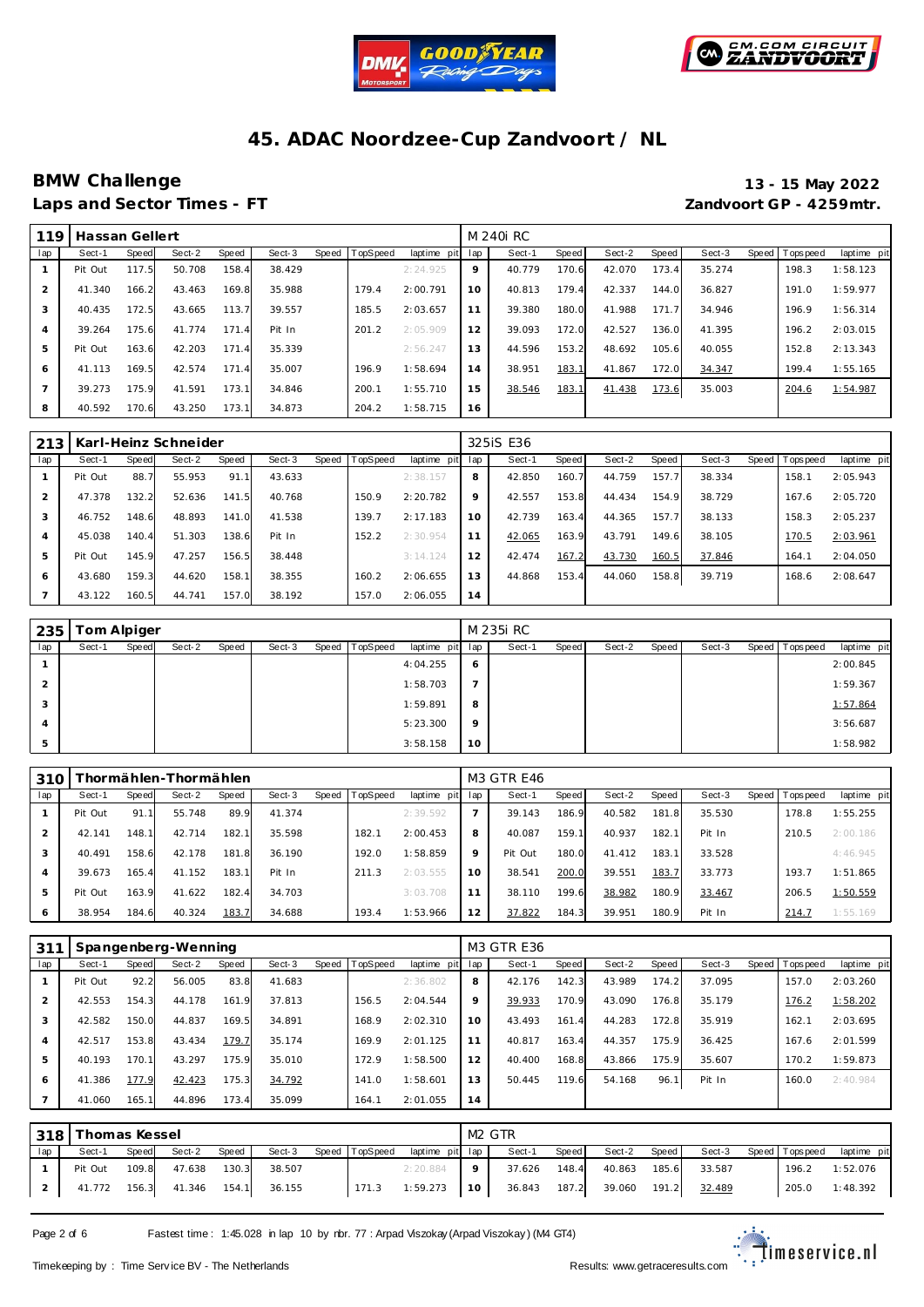# 45. ADAC Noordzee-Cup Zandvoort / NL

## BMW Challenge

**13 - 15 May 2022**

**Laps and Sector Times - FT**

**Zandvoort GP - 4259mtr.**

| 119 | Hassan Gellert | | | | | | | | M 240i RC | | | | | | | | |
|---|---|---|---|---|---|---|---|---|---|---|---|---|---|---|---|---|---|
| lap | Sect-1 | Speed | Sect-2 | Speed | Sect-3 | Speed | TopSpeed | laptime pit | lap | Sect-1 | Speed | Sect-2 | Speed | Sect-3 | Speed | Topspeed | laptime pit |
| 1 | Pit Out | 117.5 | 50.708 | 158.4 | 38.429 | | | 2:24.925 | 9 | 40.779 | 170.6 | 42.070 | 173.4 | 35.274 | | 198.3 | 1:58.123 |
| 2 | 41.340 | 166.2 | 43.463 | 169.8 | 35.988 | | 179.4 | 2:00.791 | 10 | 40.813 | 179.4 | 42.337 | 144.0 | 36.827 | | 191.0 | 1:59.977 |
| 3 | 40.435 | 172.5 | 43.665 | 113.7 | 39.557 | | 185.5 | 2:03.657 | 11 | 39.380 | 180.0 | 41.988 | 171.7 | 34.946 | | 196.9 | 1:56.314 |
| 4 | 39.264 | 175.6 | 41.774 | 171.4 | Pit In | | 201.2 | 2:05.909 | 12 | 39.093 | 172.0 | 42.527 | 136.0 | 41.395 | | 196.2 | 2:03.015 |
| 5 | Pit Out | 163.6 | 42.203 | 171.4 | 35.339 | | | 2:56.247 | 13 | 44.596 | 153.2 | 48.692 | 105.6 | 40.055 | | 152.8 | 2:13.343 |
| 6 | 41.113 | 169.5 | 42.574 | 171.4 | 35.007 | | 196.9 | 1:58.694 | 14 | 38.951 | 183.1 | 41.867 | 172.0 | 34.347 | | 199.4 | 1:55.165 |
| 7 | 39.273 | 175.9 | 41.591 | 173.1 | 34.846 | | 200.1 | 1:55.710 | 15 | 38.546 | 183.1 | 41.438 | 173.6 | 35.003 | | 204.6 | 1:54.987 |
| 8 | 40.592 | 170.6 | 43.250 | 173.1 | 34.873 | | 204.2 | 1:58.715 | 16 | | | | | | | | |

| 213 | Karl-Heinz Schneider | | | | | | | | 325iS E36 | | | | | | | | |
|---|---|---|---|---|---|---|---|---|---|---|---|---|---|---|---|---|---|
| lap | Sect-1 | Speed | Sect-2 | Speed | Sect-3 | Speed | TopSpeed | laptime pit | lap | Sect-1 | Speed | Sect-2 | Speed | Sect-3 | Speed | Topspeed | laptime pit |
| 1 | Pit Out | 88.7 | 55.953 | 91.1 | 43.633 | | | 2:38.157 | 8 | 42.850 | 160.7 | 44.759 | 157.7 | 38.334 | | 158.1 | 2:05.943 |
| 2 | 47.378 | 132.2 | 52.636 | 141.5 | 40.768 | | 150.9 | 2:20.782 | 9 | 42.557 | 153.8 | 44.434 | 154.9 | 38.729 | | 167.6 | 2:05.720 |
| 3 | 46.752 | 148.6 | 48.893 | 141.0 | 41.538 | | 139.7 | 2:17.183 | 10 | 42.739 | 163.4 | 44.365 | 157.7 | 38.133 | | 158.3 | 2:05.237 |
| 4 | 45.038 | 140.4 | 51.303 | 138.6 | Pit In | | 152.2 | 2:30.954 | 11 | 42.065 | 163.9 | 43.791 | 149.6 | 38.105 | | 170.5 | 2:03.961 |
| 5 | Pit Out | 145.9 | 47.257 | 156.5 | 38.448 | | | 3:14.124 | 12 | 42.474 | 167.2 | 43.730 | 160.5 | 37.846 | | 164.1 | 2:04.050 |
| 6 | 43.680 | 159.3 | 44.620 | 158.1 | 38.355 | | 160.2 | 2:06.655 | 13 | 44.868 | 153.4 | 44.060 | 158.8 | 39.719 | | 168.6 | 2:08.647 |
| 7 | 43.122 | 160.5 | 44.741 | 157.0 | 38.192 | | 157.0 | 2:06.055 | 14 | | | | | | | | |

| 235 | Tom Alpiger | | | | | | | | M 235i RC | | | | | | | | |
|---|---|---|---|---|---|---|---|---|---|---|---|---|---|---|---|---|---|
| lap | Sect-1 | Speed | Sect-2 | Speed | Sect-3 | Speed | TopSpeed | laptime pit | lap | Sect-1 | Speed | Sect-2 | Speed | Sect-3 | Speed | Topspeed | laptime pit |
| 1 | | | | | | | | 4:04.255 | 6 | | | | | | | | 2:00.845 |
| 2 | | | | | | | | 1:58.703 | 7 | | | | | | | | 1:59.367 |
| 3 | | | | | | | | 1:59.891 | 8 | | | | | | | | 1:57.864 |
| 4 | | | | | | | | 5:23.300 | 9 | | | | | | | | 3:56.687 |
| 5 | | | | | | | | 3:58.158 | 10 | | | | | | | | 1:58.982 |

| 310 | Thormählen-Thormählen | | | | | | | | M3 GTR E46 | | | | | | | | |
|---|---|---|---|---|---|---|---|---|---|---|---|---|---|---|---|---|---|
| lap | Sect-1 | Speed | Sect-2 | Speed | Sect-3 | Speed | TopSpeed | laptime pit | lap | Sect-1 | Speed | Sect-2 | Speed | Sect-3 | Speed | Topspeed | laptime pit |
| 1 | Pit Out | 91.1 | 55.748 | 89.9 | 41.374 | | | 2:39.592 | 7 | 39.143 | 186.9 | 40.582 | 181.8 | 35.530 | | 178.8 | 1:55.255 |
| 2 | 42.141 | 148.1 | 42.714 | 182.1 | 35.598 | | 182.1 | 2:00.453 | 8 | 40.087 | 159.1 | 40.937 | 182.1 | Pit In | | 210.5 | 2:00.186 |
| 3 | 40.491 | 158.6 | 42.178 | 181.8 | 36.190 | | 192.0 | 1:58.859 | 9 | Pit Out | 180.0 | 41.412 | 183.1 | 33.528 | | | 4:46.945 |
| 4 | 39.673 | 165.4 | 41.152 | 183.1 | Pit In | | 211.3 | 2:03.555 | 10 | 38.541 | 200.0 | 39.551 | 183.7 | 33.773 | | 193.7 | 1:51.865 |
| 5 | Pit Out | 163.9 | 41.622 | 182.4 | 34.703 | | | 3:03.708 | 11 | 38.110 | 199.6 | 38.982 | 180.9 | 33.467 | | 206.5 | 1:50.559 |
| 6 | 38.954 | 184.6 | 40.324 | 183.7 | 34.688 | | 193.4 | 1:53.966 | 12 | 37.822 | 184.3 | 39.951 | 180.9 | Pit In | | 214.7 | 1:55.169 |

| 311 | Spangenberg-Wenning | | | | | | | | M3 GTR E36 | | | | | | | | |
|---|---|---|---|---|---|---|---|---|---|---|---|---|---|---|---|---|---|
| lap | Sect-1 | Speed | Sect-2 | Speed | Sect-3 | Speed | TopSpeed | laptime pit | lap | Sect-1 | Speed | Sect-2 | Speed | Sect-3 | Speed | Topspeed | laptime pit |
| 1 | Pit Out | 92.2 | 56.005 | 83.8 | 41.683 | | | 2:36.802 | 8 | 42.176 | 142.3 | 43.989 | 174.2 | 37.095 | | 157.0 | 2:03.260 |
| 2 | 42.553 | 154.3 | 44.178 | 161.9 | 37.813 | | 156.5 | 2:04.544 | 9 | 39.933 | 170.9 | 43.090 | 176.8 | 35.179 | | 176.2 | 1:58.202 |
| 3 | 42.582 | 150.0 | 44.837 | 169.5 | 34.891 | | 168.9 | 2:02.310 | 10 | 43.493 | 161.4 | 44.283 | 172.8 | 35.919 | | 162.1 | 2:03.695 |
| 4 | 42.517 | 153.8 | 43.434 | 179.7 | 35.174 | | 169.9 | 2:01.125 | 11 | 40.817 | 163.4 | 44.357 | 175.9 | 36.425 | | 167.6 | 2:01.599 |
| 5 | 40.193 | 170.1 | 43.297 | 175.9 | 35.010 | | 172.9 | 1:58.500 | 12 | 40.400 | 168.8 | 43.866 | 175.9 | 35.607 | | 170.2 | 1:59.873 |
| 6 | 41.386 | 177.9 | 42.423 | 175.3 | 34.792 | | 141.0 | 1:58.601 | 13 | 50.445 | 119.6 | 54.168 | 96.1 | Pit In | | 160.0 | 2:40.984 |
| 7 | 41.060 | 165.1 | 44.896 | 173.4 | 35.099 | | 164.1 | 2:01.055 | 14 | | | | | | | | |

| 318 | Thomas Kessel | | | | | | | | M2 GTR | | | | | | | | |
|---|---|---|---|---|---|---|---|---|---|---|---|---|---|---|---|---|---|
| lap | Sect-1 | Speed | Sect-2 | Speed | Sect-3 | Speed | TopSpeed | laptime pit | lap | Sect-1 | Speed | Sect-2 | Speed | Sect-3 | Speed | Topspeed | laptime pit |
| 1 | Pit Out | 109.8 | 47.638 | 130.3 | 38.507 | | | 2:20.884 | 9 | 37.626 | 148.4 | 40.863 | 185.6 | 33.587 | | 196.2 | 1:52.076 |
| 2 | 41.772 | 156.3 | 41.346 | 154.1 | 36.155 | | 171.3 | 1:59.273 | 10 | 36.843 | 187.2 | 39.060 | 191.2 | 32.489 | | 205.0 | 1:48.392 |

Fastest time : 1:45.028 in lap 10 by nbr. 77 : Arpad Viszokay (Arpad Viszokay) (M4 GT4)

Timekeeping by : Time Service BV - The Netherlands

Results: www.getraceresults.com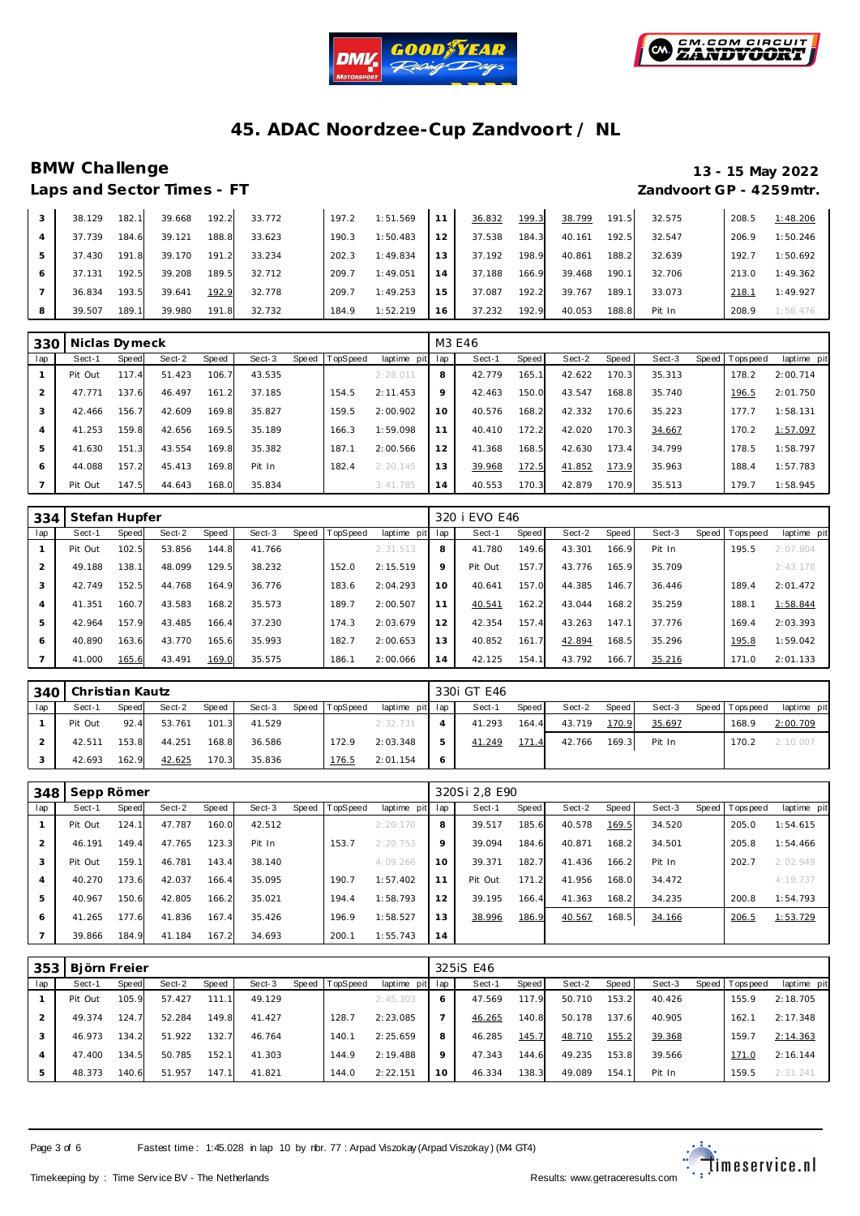# 45. ADAC Noordzee-Cup Zandvoort / NL

## BMW Challenge

**13 - 15 May 2022**

### Laps and Sector Times - FT

**Zandvoort GP - 4259mtr.**

| lap | Sect-1 | Speed | Sect-2 | Speed | Sect-3 | Speed | TopSpeed | laptime pit | lap | Sect-1 | Speed | Sect-2 | Speed | Sect-3 | Speed | Topspeed | laptime pit |
|---|---|---|---|---|---|---|---|---|---|---|---|---|---|---|---|---|---|
| 3 | 38.129 | 182.1 | 39.668 | 192.2 | 33.772 | | 197.2 | 1:51.569 | 11 | 36.832 | 199.3 | 38.799 | 191.5 | 32.575 | | 208.5 | 1:48.206 |
| 4 | 37.739 | 184.6 | 39.121 | 188.8 | 33.623 | | 190.3 | 1:50.483 | 12 | 37.538 | 184.3 | 40.161 | 192.5 | 32.547 | | 206.9 | 1:50.246 |
| 5 | 37.430 | 191.8 | 39.170 | 191.2 | 33.234 | | 202.3 | 1:49.834 | 13 | 37.192 | 198.9 | 40.861 | 188.2 | 32.639 | | 192.7 | 1:50.692 |
| 6 | 37.131 | 192.5 | 39.208 | 189.5 | 32.712 | | 209.7 | 1:49.051 | 14 | 37.188 | 166.9 | 39.468 | 190.1 | 32.706 | | 213.0 | 1:49.362 |
| 7 | 36.834 | 193.5 | 39.641 | 192.9 | 32.778 | | 209.7 | 1:49.253 | 15 | 37.087 | 192.2 | 39.767 | 189.1 | 33.073 | | 218.1 | 1:49.927 |
| 8 | 39.507 | 189.1 | 39.980 | 191.8 | 32.732 | | 184.9 | 1:52.219 | 16 | 37.232 | 192.9 | 40.053 | 188.8 | Pit In | | 208.9 | 1:58.476 |

**330 Niclas Dymeck** — M3 E46

| lap | Sect-1 | Speed | Sect-2 | Speed | Sect-3 | Speed | TopSpeed | laptime pit | lap | Sect-1 | Speed | Sect-2 | Speed | Sect-3 | Speed | Topspeed | laptime pit |
|---|---|---|---|---|---|---|---|---|---|---|---|---|---|---|---|---|---|
| 1 | Pit Out | 117.4 | 51.423 | 106.7 | 43.535 | | | 2:28.011 | 8 | 42.779 | 165.1 | 42.622 | 170.3 | 35.313 | | 178.2 | 2:00.714 |
| 2 | 47.771 | 137.6 | 46.497 | 161.2 | 37.185 | | 154.5 | 2:11.453 | 9 | 42.463 | 150.0 | 43.547 | 168.8 | 35.740 | | 196.5 | 2:01.750 |
| 3 | 42.466 | 156.7 | 42.609 | 169.8 | 35.827 | | 159.5 | 2:00.902 | 10 | 40.576 | 168.2 | 42.332 | 170.6 | 35.223 | | 177.7 | 1:58.131 |
| 4 | 41.253 | 159.8 | 42.656 | 169.5 | 35.189 | | 166.3 | 1:59.098 | 11 | 40.410 | 172.2 | 42.020 | 170.3 | 34.667 | | 170.2 | 1:57.097 |
| 5 | 41.630 | 151.3 | 43.554 | 169.8 | 35.382 | | 187.1 | 2:00.566 | 12 | 41.368 | 168.5 | 42.630 | 173.4 | 34.799 | | 178.5 | 1:58.797 |
| 6 | 44.088 | 157.2 | 45.413 | 169.8 | Pit In | | 182.4 | 2:20.145 | 13 | 39.968 | 172.5 | 41.852 | 173.9 | 35.963 | | 188.4 | 1:57.783 |
| 7 | Pit Out | 147.5 | 44.643 | 168.0 | 35.834 | | | 3:41.785 | 14 | 40.553 | 170.3 | 42.879 | 170.9 | 35.513 | | 179.7 | 1:58.945 |

**334 Stefan Hupfer** — 320 i EVO E46

| lap | Sect-1 | Speed | Sect-2 | Speed | Sect-3 | Speed | TopSpeed | laptime pit | lap | Sect-1 | Speed | Sect-2 | Speed | Sect-3 | Speed | Topspeed | laptime pit |
|---|---|---|---|---|---|---|---|---|---|---|---|---|---|---|---|---|---|
| 1 | Pit Out | 102.5 | 53.856 | 144.8 | 41.766 | | | 2:31.513 | 8 | 41.780 | 149.6 | 43.301 | 166.9 | Pit In | | 195.5 | 2:07.804 |
| 2 | 49.188 | 138.1 | 48.099 | 129.5 | 38.232 | | 152.0 | 2:15.519 | 9 | Pit Out | 157.7 | 43.776 | 165.9 | 35.709 | | | 2:43.178 |
| 3 | 42.749 | 152.5 | 44.768 | 164.9 | 36.776 | | 183.6 | 2:04.293 | 10 | 40.641 | 157.0 | 44.385 | 146.7 | 36.446 | | 189.4 | 2:01.472 |
| 4 | 41.351 | 160.7 | 43.583 | 168.2 | 35.573 | | 189.7 | 2:00.507 | 11 | 40.541 | 162.2 | 43.044 | 168.2 | 35.259 | | 188.1 | 1:58.844 |
| 5 | 42.964 | 157.9 | 43.485 | 166.4 | 37.230 | | 174.3 | 2:03.679 | 12 | 42.354 | 157.4 | 43.263 | 147.1 | 37.776 | | 169.4 | 2:03.393 |
| 6 | 40.890 | 163.6 | 43.770 | 165.6 | 35.993 | | 182.7 | 2:00.653 | 13 | 40.852 | 161.7 | 42.894 | 168.5 | 35.296 | | 195.8 | 1:59.042 |
| 7 | 41.000 | 165.6 | 43.491 | 169.0 | 35.575 | | 186.1 | 2:00.066 | 14 | 42.125 | 154.1 | 43.792 | 166.7 | 35.216 | | 171.0 | 2:01.133 |

**340 Christian Kautz** — 330i GT E46

| lap | Sect-1 | Speed | Sect-2 | Speed | Sect-3 | Speed | TopSpeed | laptime pit | lap | Sect-1 | Speed | Sect-2 | Speed | Sect-3 | Speed | Topspeed | laptime pit |
|---|---|---|---|---|---|---|---|---|---|---|---|---|---|---|---|---|---|
| 1 | Pit Out | 92.4 | 53.761 | 101.3 | 41.529 | | | 2:32.731 | 4 | 41.293 | 164.4 | 43.719 | 170.9 | 35.697 | | 168.9 | 2:00.709 |
| 2 | 42.511 | 153.8 | 44.251 | 168.8 | 36.586 | | 172.9 | 2:03.348 | 5 | 41.249 | 171.4 | 42.766 | 169.3 | Pit In | | 170.2 | 2:10.007 |
| 3 | 42.693 | 162.9 | 42.625 | 170.3 | 35.836 | | 176.5 | 2:01.154 | 6 | | | | | | | | |

**348 Sepp Römer** — 320Si 2,8 E90

| lap | Sect-1 | Speed | Sect-2 | Speed | Sect-3 | Speed | TopSpeed | laptime pit | lap | Sect-1 | Speed | Sect-2 | Speed | Sect-3 | Speed | Topspeed | laptime pit |
|---|---|---|---|---|---|---|---|---|---|---|---|---|---|---|---|---|---|
| 1 | Pit Out | 124.1 | 47.787 | 160.0 | 42.512 | | | 2:20.170 | 8 | 39.517 | 185.6 | 40.578 | 169.5 | 34.520 | | 205.0 | 1:54.615 |
| 2 | 46.191 | 149.4 | 47.765 | 123.3 | Pit In | | 153.7 | 2:20.753 | 9 | 39.094 | 184.6 | 40.871 | 168.2 | 34.501 | | 205.8 | 1:54.466 |
| 3 | Pit Out | 159.1 | 46.781 | 143.4 | 38.140 | | | 4:09.266 | 10 | 39.371 | 182.7 | 41.436 | 166.2 | Pit In | | 202.7 | 2:02.949 |
| 4 | 40.270 | 173.6 | 42.037 | 166.4 | 35.095 | | 190.7 | 1:57.402 | 11 | Pit Out | 171.2 | 41.956 | 168.0 | 34.472 | | | 4:19.737 |
| 5 | 40.967 | 150.6 | 42.805 | 166.2 | 35.021 | | 194.4 | 1:58.793 | 12 | 39.195 | 166.4 | 41.363 | 168.2 | 34.235 | | 200.8 | 1:54.793 |
| 6 | 41.265 | 177.6 | 41.836 | 167.4 | 35.426 | | 196.9 | 1:58.527 | 13 | 38.996 | 186.9 | 40.567 | 168.5 | 34.166 | | 206.5 | 1:53.729 |
| 7 | 39.866 | 184.9 | 41.184 | 167.2 | 34.693 | | 200.1 | 1:55.743 | 14 | | | | | | | | |

**353 Björn Freier** — 325iS E46

| lap | Sect-1 | Speed | Sect-2 | Speed | Sect-3 | Speed | TopSpeed | laptime pit | lap | Sect-1 | Speed | Sect-2 | Speed | Sect-3 | Speed | Topspeed | laptime pit |
|---|---|---|---|---|---|---|---|---|---|---|---|---|---|---|---|---|---|
| 1 | Pit Out | 105.9 | 57.427 | 111.1 | 49.129 | | | 2:45.303 | 6 | 47.569 | 117.9 | 50.710 | 153.2 | 40.426 | | 155.9 | 2:18.705 |
| 2 | 49.374 | 124.7 | 52.284 | 149.8 | 41.427 | | 128.7 | 2:23.085 | 7 | 46.265 | 140.8 | 50.178 | 137.6 | 40.905 | | 162.1 | 2:17.348 |
| 3 | 46.973 | 134.2 | 51.922 | 132.7 | 46.764 | | 140.1 | 2:25.659 | 8 | 46.285 | 145.7 | 48.710 | 155.2 | 39.368 | | 159.7 | 2:14.363 |
| 4 | 47.400 | 134.5 | 50.785 | 152.1 | 41.303 | | 144.9 | 2:19.488 | 9 | 47.343 | 144.6 | 49.235 | 153.8 | 39.566 | | 171.0 | 2:16.144 |
| 5 | 48.373 | 140.6 | 51.957 | 147.1 | 41.821 | | 144.0 | 2:22.151 | 10 | 46.334 | 138.3 | 49.089 | 154.1 | Pit In | | 159.5 | 2:31.241 |

Fastest time : 1:45.028 in lap 10 by nbr. 77 : Arpad Viszokay (Arpad Viszokay) (M4 GT4)

Timekeeping by : Time Service BV - The Netherlands

Results: www.getraceresults.com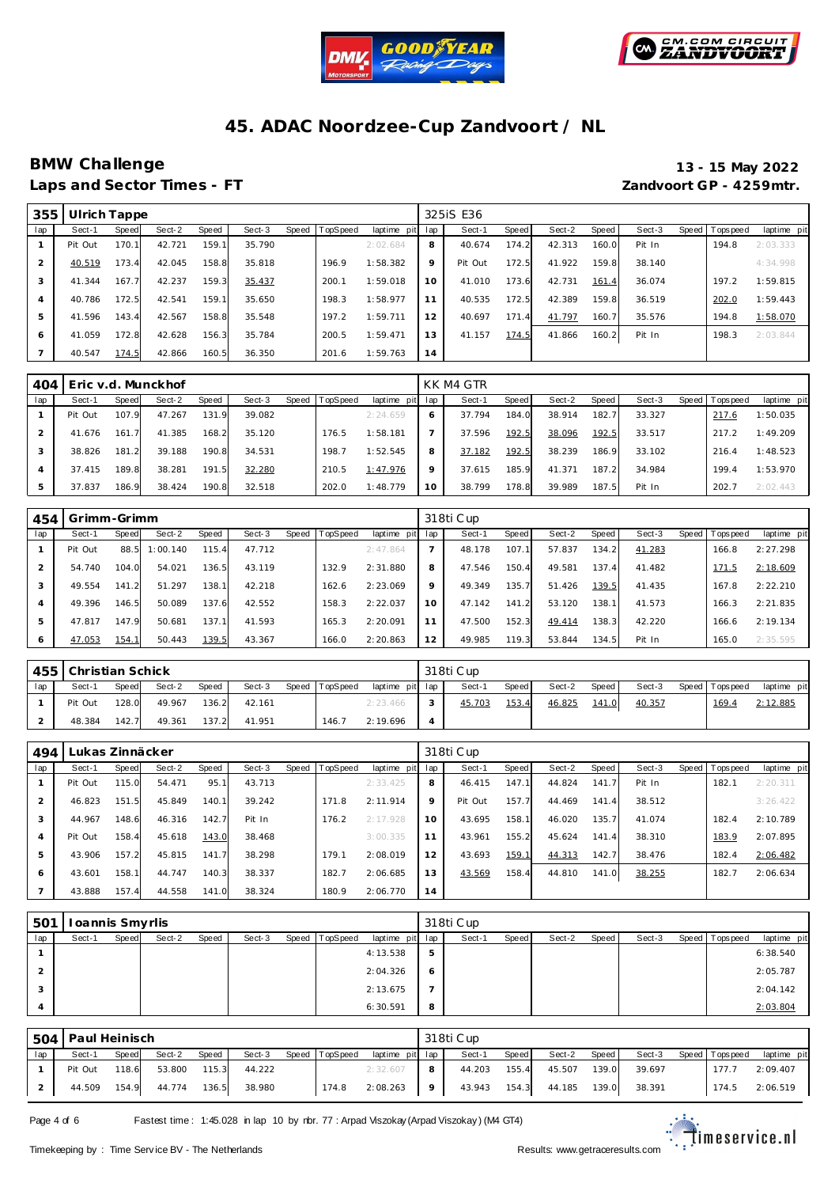# 45. ADAC Noordzee-Cup Zandvoort / NL

## BMW Challenge

**13 - 15 May 2022**

**Laps and Sector Times - FT**

**Zandvoort GP - 4259mtr.**

| 355 | Ulrich Tappe | | | | | | | | 325iS E36 | | | | | | | | |
|---|---|---|---|---|---|---|---|---|---|---|---|---|---|---|---|---|---|
| lap | Sect-1 | Speed | Sect-2 | Speed | Sect-3 | Speed | TopSpeed | laptime pit | lap | Sect-1 | Speed | Sect-2 | Speed | Sect-3 | Speed | Topspeed | laptime pit |
| 1 | Pit Out | 170.1 | 42.721 | 159.1 | 35.790 | | | 2:02.684 | 8 | 40.674 | 174.2 | 42.313 | 160.0 | Pit In | | 194.8 | 2:03.333 |
| 2 | 40.519 | 173.4 | 42.045 | 158.8 | 35.818 | | 196.9 | 1:58.382 | 9 | Pit Out | 172.5 | 41.922 | 159.8 | 38.140 | | | 4:34.998 |
| 3 | 41.344 | 167.7 | 42.237 | 159.3 | 35.437 | | 200.1 | 1:59.018 | 10 | 41.010 | 173.6 | 42.731 | 161.4 | 36.074 | | 197.2 | 1:59.815 |
| 4 | 40.786 | 172.5 | 42.541 | 159.1 | 35.650 | | 198.3 | 1:58.977 | 11 | 40.535 | 172.5 | 42.389 | 159.8 | 36.519 | | 202.0 | 1:59.443 |
| 5 | 41.596 | 143.4 | 42.567 | 158.8 | 35.548 | | 197.2 | 1:59.711 | 12 | 40.697 | 171.4 | 41.797 | 160.7 | 35.576 | | 194.8 | 1:58.070 |
| 6 | 41.059 | 172.8 | 42.628 | 156.3 | 35.784 | | 200.5 | 1:59.471 | 13 | 41.157 | 174.5 | 41.866 | 160.2 | Pit In | | 198.3 | 2:03.844 |
| 7 | 40.547 | 174.5 | 42.866 | 160.5 | 36.350 | | 201.6 | 1:59.763 | 14 | | | | | | | | |

| 404 | Eric v.d. Munckhof | | | | | | | | KK M4 GTR | | | | | | | | |
|---|---|---|---|---|---|---|---|---|---|---|---|---|---|---|---|---|---|
| lap | Sect-1 | Speed | Sect-2 | Speed | Sect-3 | Speed | TopSpeed | laptime pit | lap | Sect-1 | Speed | Sect-2 | Speed | Sect-3 | Speed | Topspeed | laptime pit |
| 1 | Pit Out | 107.9 | 47.267 | 131.9 | 39.082 | | | 2:24.659 | 6 | 37.794 | 184.0 | 38.914 | 182.7 | 33.327 | | 217.6 | 1:50.035 |
| 2 | 41.676 | 161.7 | 41.385 | 168.2 | 35.120 | | 176.5 | 1:58.181 | 7 | 37.596 | 192.5 | 38.096 | 192.5 | 33.517 | | 217.2 | 1:49.209 |
| 3 | 38.826 | 181.2 | 39.188 | 190.8 | 34.531 | | 198.7 | 1:52.545 | 8 | 37.182 | 192.5 | 38.239 | 186.9 | 33.102 | | 216.4 | 1:48.523 |
| 4 | 37.415 | 189.8 | 38.281 | 191.5 | 32.280 | | 210.5 | 1:47.976 | 9 | 37.615 | 185.9 | 41.371 | 187.2 | 34.984 | | 199.4 | 1:53.970 |
| 5 | 37.837 | 186.9 | 38.424 | 190.8 | 32.518 | | 202.0 | 1:48.779 | 10 | 38.799 | 178.8 | 39.989 | 187.5 | Pit In | | 202.7 | 2:02.443 |

| 454 | Grimm-Grimm | | | | | | | | 318ti Cup | | | | | | | | |
|---|---|---|---|---|---|---|---|---|---|---|---|---|---|---|---|---|---|
| lap | Sect-1 | Speed | Sect-2 | Speed | Sect-3 | Speed | TopSpeed | laptime pit | lap | Sect-1 | Speed | Sect-2 | Speed | Sect-3 | Speed | Topspeed | laptime pit |
| 1 | Pit Out | 88.5 | 1:00.140 | 115.4 | 47.712 | | | 2:47.864 | 7 | 48.178 | 107.1 | 57.837 | 134.2 | 41.283 | | 166.8 | 2:27.298 |
| 2 | 54.740 | 104.0 | 54.021 | 136.5 | 43.119 | | 132.9 | 2:31.880 | 8 | 47.546 | 150.4 | 49.581 | 137.4 | 41.482 | | 171.5 | 2:18.609 |
| 3 | 49.554 | 141.2 | 51.297 | 138.1 | 42.218 | | 162.6 | 2:23.069 | 9 | 49.349 | 135.7 | 51.426 | 139.5 | 41.435 | | 167.8 | 2:22.210 |
| 4 | 49.396 | 146.5 | 50.089 | 137.6 | 42.552 | | 158.3 | 2:22.037 | 10 | 47.142 | 141.2 | 53.120 | 138.1 | 41.573 | | 166.3 | 2:21.835 |
| 5 | 47.817 | 147.9 | 50.681 | 137.1 | 41.593 | | 165.3 | 2:20.091 | 11 | 47.500 | 152.3 | 49.414 | 138.3 | 42.220 | | 166.6 | 2:19.134 |
| 6 | 47.053 | 154.1 | 50.443 | 139.5 | 43.367 | | 166.0 | 2:20.863 | 12 | 49.985 | 119.3 | 53.844 | 134.5 | Pit In | | 165.0 | 2:35.595 |

| 455 | Christian Schick | | | | | | | | 318ti Cup | | | | | | | | |
|---|---|---|---|---|---|---|---|---|---|---|---|---|---|---|---|---|---|
| lap | Sect-1 | Speed | Sect-2 | Speed | Sect-3 | Speed | TopSpeed | laptime pit | lap | Sect-1 | Speed | Sect-2 | Speed | Sect-3 | Speed | Topspeed | laptime pit |
| 1 | Pit Out | 128.0 | 49.967 | 136.2 | 42.161 | | | 2:23.466 | 3 | 45.703 | 153.4 | 46.825 | 141.0 | 40.357 | | 169.4 | 2:12.885 |
| 2 | 48.384 | 142.7 | 49.361 | 137.2 | 41.951 | | 146.7 | 2:19.696 | 4 | | | | | | | | |

| 494 | Lukas Zinnäcker | | | | | | | | 318ti Cup | | | | | | | | |
|---|---|---|---|---|---|---|---|---|---|---|---|---|---|---|---|---|---|
| lap | Sect-1 | Speed | Sect-2 | Speed | Sect-3 | Speed | TopSpeed | laptime pit | lap | Sect-1 | Speed | Sect-2 | Speed | Sect-3 | Speed | Topspeed | laptime pit |
| 1 | Pit Out | 115.0 | 54.471 | 95.1 | 43.713 | | | 2:33.425 | 8 | 46.415 | 147.1 | 44.824 | 141.7 | Pit In | | 182.1 | 2:20.311 |
| 2 | 46.823 | 151.5 | 45.849 | 140.1 | 39.242 | | 171.8 | 2:11.914 | 9 | Pit Out | 157.7 | 44.469 | 141.4 | 38.512 | | | 3:26.422 |
| 3 | 44.967 | 148.6 | 46.316 | 142.7 | Pit In | | 176.2 | 2:17.928 | 10 | 43.695 | 158.1 | 46.020 | 135.7 | 41.074 | | 182.4 | 2:10.789 |
| 4 | Pit Out | 158.4 | 45.618 | 143.0 | 38.468 | | | 3:00.335 | 11 | 43.961 | 155.2 | 45.624 | 141.4 | 38.310 | | 183.9 | 2:07.895 |
| 5 | 43.906 | 157.2 | 45.815 | 141.7 | 38.298 | | 179.1 | 2:08.019 | 12 | 43.693 | 159.1 | 44.313 | 142.7 | 38.476 | | 182.4 | 2:06.482 |
| 6 | 43.601 | 158.1 | 44.747 | 140.3 | 38.337 | | 182.7 | 2:06.685 | 13 | 43.569 | 158.4 | 44.810 | 141.0 | 38.255 | | 182.7 | 2:06.634 |
| 7 | 43.888 | 157.4 | 44.558 | 141.0 | 38.324 | | 180.9 | 2:06.770 | 14 | | | | | | | | |

| 501 | Ioannis Smyrlis | | | | | | | | 318ti Cup | | | | | | | | |
|---|---|---|---|---|---|---|---|---|---|---|---|---|---|---|---|---|---|
| lap | Sect-1 | Speed | Sect-2 | Speed | Sect-3 | Speed | TopSpeed | laptime pit | lap | Sect-1 | Speed | Sect-2 | Speed | Sect-3 | Speed | Topspeed | laptime pit |
| 1 | | | | | | | | 4:13.538 | 5 | | | | | | | | 6:38.540 |
| 2 | | | | | | | | 2:04.326 | 6 | | | | | | | | 2:05.787 |
| 3 | | | | | | | | 2:13.675 | 7 | | | | | | | | 2:04.142 |
| 4 | | | | | | | | 6:30.591 | 8 | | | | | | | | 2:03.804 |

| 504 | Paul Heinisch | | | | | | | | 318ti Cup | | | | | | | | |
|---|---|---|---|---|---|---|---|---|---|---|---|---|---|---|---|---|---|
| lap | Sect-1 | Speed | Sect-2 | Speed | Sect-3 | Speed | TopSpeed | laptime pit | lap | Sect-1 | Speed | Sect-2 | Speed | Sect-3 | Speed | Topspeed | laptime pit |
| 1 | Pit Out | 118.6 | 53.800 | 115.3 | 44.222 | | | 2:32.607 | 8 | 44.203 | 155.4 | 45.507 | 139.0 | 39.697 | | 177.7 | 2:09.407 |
| 2 | 44.509 | 154.9 | 44.774 | 136.5 | 38.980 | | 174.8 | 2:08.263 | 9 | 43.943 | 154.3 | 44.185 | 139.0 | 38.391 | | 174.5 | 2:06.519 |

Fastest time : 1:45.028 in lap 10 by nbr. 77 : Arpad Viszokay (Arpad Viszokay) (M4 GT4)

Timekeeping by : Time Service BV - The Netherlands

Results: www.getraceresults.com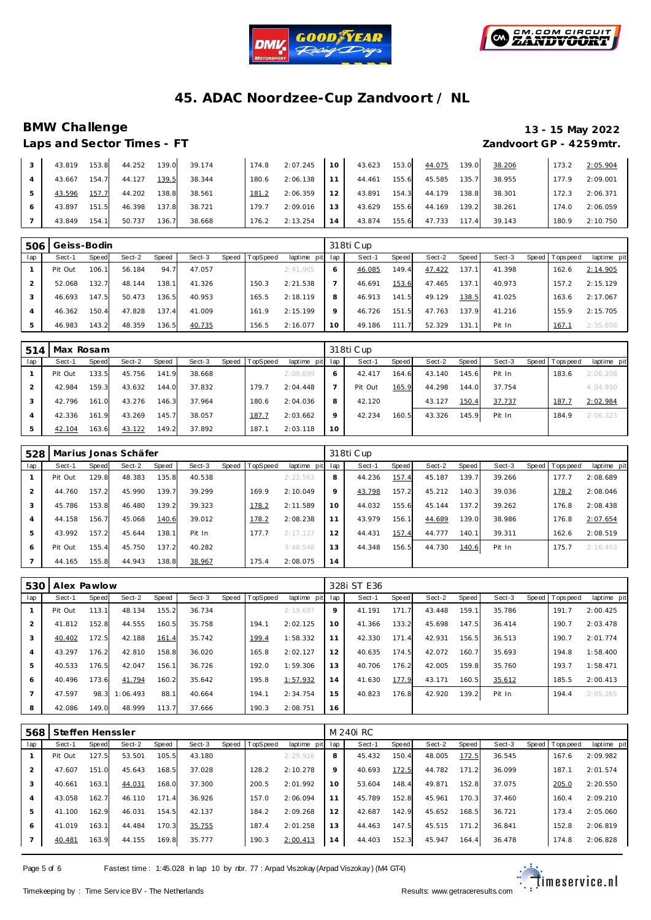# 45. ADAC Noordzee-Cup Zandvoort / NL

## BMW Challenge

**13 - 15 May 2022**

### Laps and Sector Times - FT

**Zandvoort GP - 4259mtr.**

| lap | Sect-1 | Speed | Sect-2 | Speed | Sect-3 | Speed | TopSpeed | laptime pit | lap | Sect-1 | Speed | Sect-2 | Speed | Sect-3 | Speed | Topspeed | laptime pit |
|---|---|---|---|---|---|---|---|---|---|---|---|---|---|---|---|---|---|
| 3 | 43.819 | 153.8 | 44.252 | 139.0 | 39.174 | | 174.8 | 2:07.245 | 10 | 43.623 | 153.0 | 44.075 | 139.0 | 38.206 | | 173.2 | 2:05.904 |
| 4 | 43.667 | 154.7 | 44.127 | 139.5 | 38.344 | | 180.6 | 2:06.138 | 11 | 44.461 | 155.6 | 45.585 | 135.7 | 38.955 | | 177.9 | 2:09.001 |
| 5 | 43.596 | 157.7 | 44.202 | 138.8 | 38.561 | | 181.2 | 2:06.359 | 12 | 43.891 | 154.3 | 44.179 | 138.8 | 38.301 | | 172.3 | 2:06.371 |
| 6 | 43.897 | 151.5 | 46.398 | 137.8 | 38.721 | | 179.7 | 2:09.016 | 13 | 43.629 | 155.6 | 44.169 | 139.2 | 38.261 | | 174.0 | 2:06.059 |
| 7 | 43.849 | 154.1 | 50.737 | 136.7 | 38.668 | | 176.2 | 2:13.254 | 14 | 43.874 | 155.6 | 47.733 | 117.4 | 39.143 | | 180.9 | 2:10.750 |

**506 Geiss-Bodin** — 318ti Cup

| lap | Sect-1 | Speed | Sect-2 | Speed | Sect-3 | Speed | TopSpeed | laptime pit | lap | Sect-1 | Speed | Sect-2 | Speed | Sect-3 | Speed | Topspeed | laptime pit |
|---|---|---|---|---|---|---|---|---|---|---|---|---|---|---|---|---|---|
| 1 | Pit Out | 106.1 | 56.184 | 94.7 | 47.057 | | | 2:41.965 | 6 | 46.085 | 149.4 | 47.422 | 137.1 | 41.398 | | 162.6 | 2:14.905 |
| 2 | 52.068 | 132.7 | 48.144 | 138.1 | 41.326 | | 150.3 | 2:21.538 | 7 | 46.691 | 153.6 | 47.465 | 137.1 | 40.973 | | 157.2 | 2:15.129 |
| 3 | 46.693 | 147.5 | 50.473 | 136.5 | 40.953 | | 165.5 | 2:18.119 | 8 | 46.913 | 141.5 | 49.129 | 138.5 | 41.025 | | 163.6 | 2:17.067 |
| 4 | 46.362 | 150.4 | 47.828 | 137.4 | 41.009 | | 161.9 | 2:15.199 | 9 | 46.726 | 151.5 | 47.763 | 137.9 | 41.216 | | 155.9 | 2:15.705 |
| 5 | 46.983 | 143.2 | 48.359 | 136.5 | 40.735 | | 156.5 | 2:16.077 | 10 | 49.186 | 111.7 | 52.329 | 131.1 | Pit In | | 167.1 | 2:35.698 |

**514 Max Rosam** — 318ti Cup

| lap | Sect-1 | Speed | Sect-2 | Speed | Sect-3 | Speed | TopSpeed | laptime pit | lap | Sect-1 | Speed | Sect-2 | Speed | Sect-3 | Speed | Topspeed | laptime pit |
|---|---|---|---|---|---|---|---|---|---|---|---|---|---|---|---|---|---|
| 1 | Pit Out | 133.5 | 45.756 | 141.9 | 38.668 | | | 2:09.699 | 6 | 42.417 | 164.6 | 43.140 | 145.6 | Pit In | | 183.6 | 2:06.208 |
| 2 | 42.984 | 159.3 | 43.632 | 144.0 | 37.832 | | 179.7 | 2:04.448 | 7 | Pit Out | 165.9 | 44.298 | 144.0 | 37.754 | | | 4:04.930 |
| 3 | 42.796 | 161.0 | 43.276 | 146.3 | 37.964 | | 180.6 | 2:04.036 | 8 | 42.120 | | 43.127 | 150.4 | 37.737 | | 187.7 | 2:02.984 |
| 4 | 42.336 | 161.9 | 43.269 | 145.7 | 38.057 | | 187.7 | 2:03.662 | 9 | 42.234 | 160.5 | 43.326 | 145.9 | Pit In | | 184.9 | 2:06.323 |
| 5 | 42.104 | 163.6 | 43.122 | 149.2 | 37.892 | | 187.1 | 2:03.118 | 10 | | | | | | | | |

**528 Marius Jonas Schäfer** — 318ti Cup

| lap | Sect-1 | Speed | Sect-2 | Speed | Sect-3 | Speed | TopSpeed | laptime pit | lap | Sect-1 | Speed | Sect-2 | Speed | Sect-3 | Speed | Topspeed | laptime pit |
|---|---|---|---|---|---|---|---|---|---|---|---|---|---|---|---|---|---|
| 1 | Pit Out | 129.8 | 48.383 | 135.8 | 40.538 | | | 2:22.563 | 8 | 44.236 | 157.4 | 45.187 | 139.7 | 39.266 | | 177.7 | 2:08.689 |
| 2 | 44.760 | 157.2 | 45.990 | 139.7 | 39.299 | | 169.9 | 2:10.049 | 9 | 43.798 | 157.2 | 45.212 | 140.3 | 39.036 | | 178.2 | 2:08.046 |
| 3 | 45.786 | 153.8 | 46.480 | 139.2 | 39.323 | | 178.2 | 2:11.589 | 10 | 44.032 | 155.6 | 45.144 | 137.2 | 39.262 | | 176.8 | 2:08.438 |
| 4 | 44.158 | 156.7 | 45.068 | 140.6 | 39.012 | | 178.2 | 2:08.238 | 11 | 43.979 | 156.1 | 44.689 | 139.0 | 38.986 | | 176.8 | 2:07.654 |
| 5 | 43.992 | 157.2 | 45.644 | 138.1 | Pit In | | 177.7 | 2:17.127 | 12 | 44.431 | 157.4 | 44.777 | 140.1 | 39.311 | | 162.6 | 2:08.519 |
| 6 | Pit Out | 155.4 | 45.750 | 137.2 | 40.282 | | | 3:48.548 | 13 | 44.348 | 156.5 | 44.730 | 140.6 | Pit In | | 175.7 | 2:16.403 |
| 7 | 44.165 | 155.8 | 44.943 | 138.8 | 38.967 | | 175.4 | 2:08.075 | 14 | | | | | | | | |

**530 Alex Pawlow** — 328i ST E36

| lap | Sect-1 | Speed | Sect-2 | Speed | Sect-3 | Speed | TopSpeed | laptime pit | lap | Sect-1 | Speed | Sect-2 | Speed | Sect-3 | Speed | Topspeed | laptime pit |
|---|---|---|---|---|---|---|---|---|---|---|---|---|---|---|---|---|---|
| 1 | Pit Out | 113.1 | 48.134 | 155.2 | 36.734 | | | 2:19.697 | 9 | 41.191 | 171.7 | 43.448 | 159.1 | 35.786 | | 191.7 | 2:00.425 |
| 2 | 41.812 | 152.8 | 44.555 | 160.5 | 35.758 | | 194.1 | 2:02.125 | 10 | 41.366 | 133.2 | 45.698 | 147.5 | 36.414 | | 190.7 | 2:03.478 |
| 3 | 40.402 | 172.5 | 42.188 | 161.4 | 35.742 | | 199.4 | 1:58.332 | 11 | 42.330 | 171.4 | 42.931 | 156.5 | 36.513 | | 190.7 | 2:01.774 |
| 4 | 43.297 | 176.2 | 42.810 | 158.8 | 36.020 | | 165.8 | 2:02.127 | 12 | 40.635 | 174.5 | 42.072 | 160.7 | 35.693 | | 194.8 | 1:58.400 |
| 5 | 40.533 | 176.5 | 42.047 | 156.1 | 36.726 | | 192.0 | 1:59.306 | 13 | 40.706 | 176.2 | 42.005 | 159.8 | 35.760 | | 193.7 | 1:58.471 |
| 6 | 40.496 | 173.6 | 41.794 | 160.2 | 35.642 | | 195.8 | 1:57.932 | 14 | 41.630 | 177.9 | 43.171 | 160.5 | 35.612 | | 185.5 | 2:00.413 |
| 7 | 47.597 | 98.3 | 1:06.493 | 88.1 | 40.664 | | 194.1 | 2:34.754 | 15 | 40.823 | 176.8 | 42.920 | 139.2 | Pit In | | 194.4 | 2:05.265 |
| 8 | 42.086 | 149.0 | 48.999 | 113.7 | 37.666 | | 190.3 | 2:08.751 | 16 | | | | | | | | |

**568 Steffen Henssler** — M 240i RC

| lap | Sect-1 | Speed | Sect-2 | Speed | Sect-3 | Speed | TopSpeed | laptime pit | lap | Sect-1 | Speed | Sect-2 | Speed | Sect-3 | Speed | Topspeed | laptime pit |
|---|---|---|---|---|---|---|---|---|---|---|---|---|---|---|---|---|---|
| 1 | Pit Out | 127.5 | 53.501 | 105.5 | 43.180 | | | 2:29.916 | 8 | 45.432 | 150.4 | 48.005 | 172.5 | 36.545 | | 167.6 | 2:09.982 |
| 2 | 47.607 | 151.0 | 45.643 | 168.5 | 37.028 | | 128.2 | 2:10.278 | 9 | 40.693 | 172.5 | 44.782 | 171.2 | 36.099 | | 187.1 | 2:01.574 |
| 3 | 40.661 | 163.1 | 44.031 | 168.0 | 37.300 | | 200.5 | 2:01.992 | 10 | 53.604 | 148.4 | 49.871 | 152.8 | 37.075 | | 205.0 | 2:20.550 |
| 4 | 43.058 | 162.7 | 46.110 | 171.4 | 36.926 | | 157.0 | 2:06.094 | 11 | 45.789 | 152.8 | 45.961 | 170.3 | 37.460 | | 160.4 | 2:09.210 |
| 5 | 41.100 | 162.9 | 46.031 | 154.5 | 42.137 | | 184.2 | 2:09.268 | 12 | 42.687 | 142.9 | 45.652 | 168.5 | 36.721 | | 173.4 | 2:05.060 |
| 6 | 41.019 | 163.1 | 44.484 | 170.3 | 35.755 | | 187.4 | 2:01.258 | 13 | 44.463 | 147.5 | 45.515 | 171.2 | 36.841 | | 152.8 | 2:06.819 |
| 7 | 40.481 | 163.9 | 44.155 | 169.8 | 35.777 | | 190.3 | 2:00.413 | 14 | 44.403 | 152.3 | 45.947 | 164.4 | 36.478 | | 174.8 | 2:06.828 |

Fastest time : 1:45.028 in lap 10 by nbr. 77 : Arpad Viszokay (Arpad Viszokay) (M4 GT4)

Timekeeping by : Time Service BV - The Netherlands

Results: www.getraceresults.com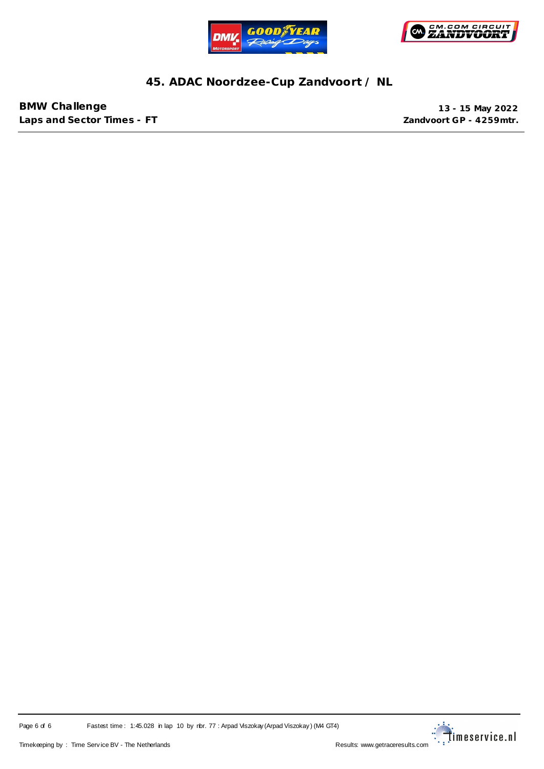# 45. ADAC Noordzee-Cup Zandvoort / NL

**BMW Challenge**
**Laps and Sector Times - FT**

**13 - 15 May 2022**
**Zandvoort GP - 4259mtr.**

Fastest time : 1:45.028 in lap 10 by nbr. 77 : Arpad Viszokay (Arpad Viszokay) (M4 GT4)

Timekeeping by : Time Service BV - The Netherlands

Results: www.getraceresults.com